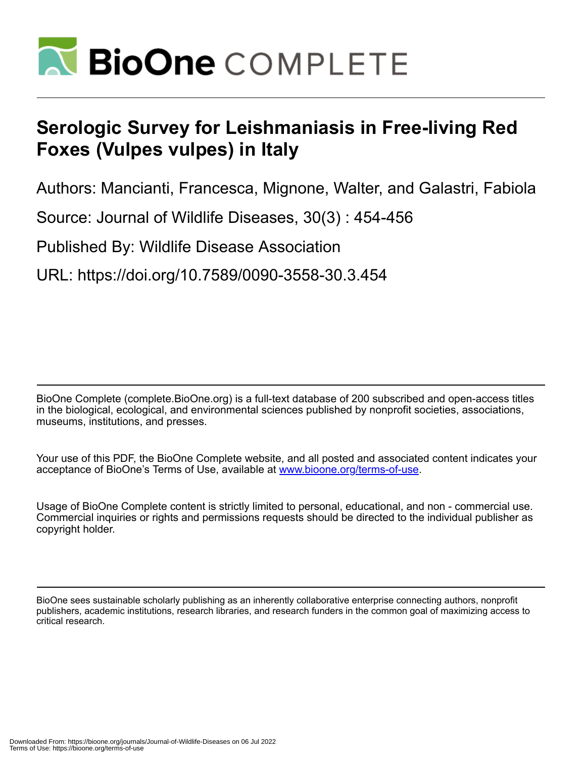# Serologic Survey for Leishmaniasis in Free-living Red Foxes (Vulpes vulpes) in Italy

Authors: Mancianti, Francesca, Mignone, Walter, and Galastri, Fabiola

Source: Journal of Wildlife Diseases, 30(3) : 454-456

Published By: Wildlife Disease Association

URL: https://doi.org/10.7589/0090-3558-30.3.454

BioOne Complete (complete.BioOne.org) is a full-text database of 200 subscribed and open-access titles in the biological, ecological, and environmental sciences published by nonprofit societies, associations, museums, institutions, and presses.

Your use of this PDF, the BioOne Complete website, and all posted and associated content indicates your acceptance of BioOne's Terms of Use, available at www.bioone.org/terms-of-use.

Usage of BioOne Complete content is strictly limited to personal, educational, and non - commercial use. Commercial inquiries or rights and permissions requests should be directed to the individual publisher as copyright holder.

BioOne sees sustainable scholarly publishing as an inherently collaborative enterprise connecting authors, nonprofit publishers, academic institutions, research libraries, and research funders in the common goal of maximizing access to critical research.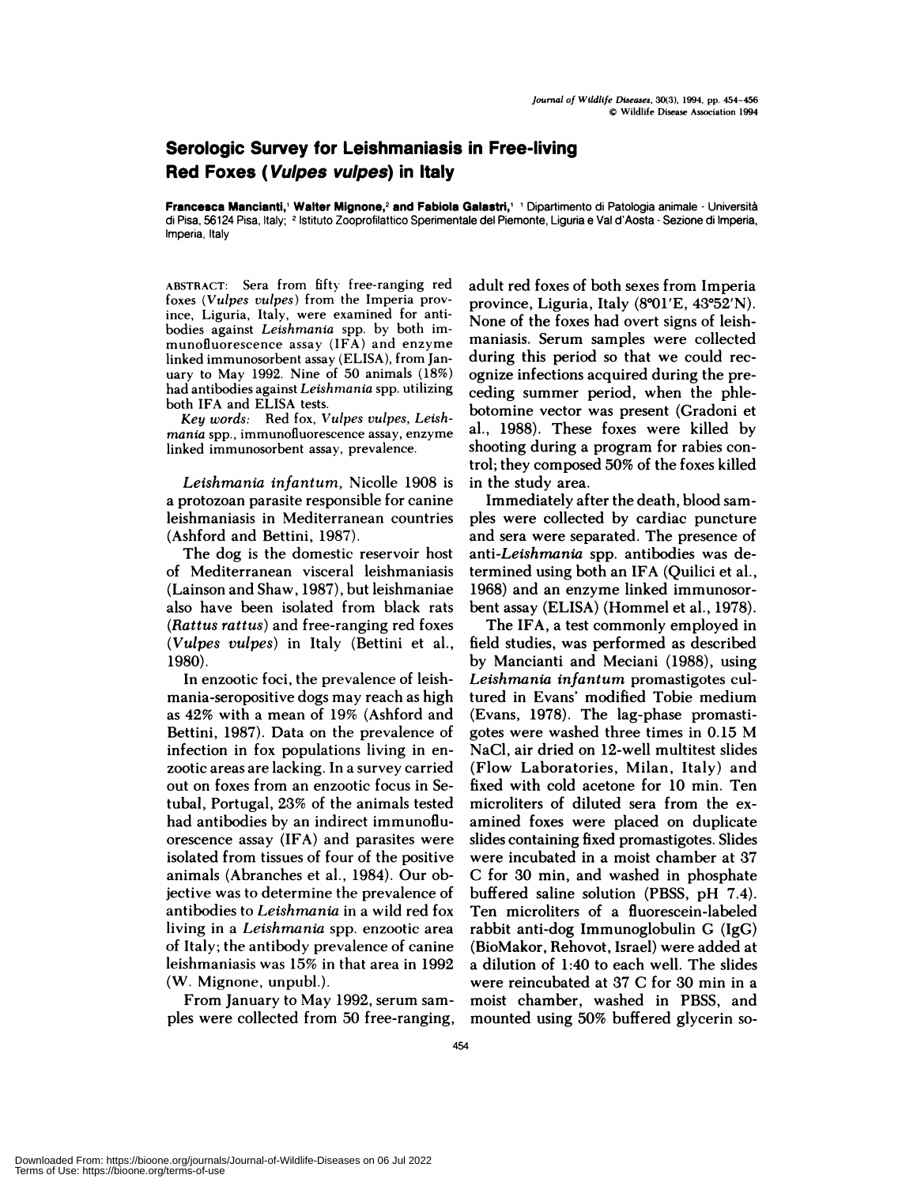# Serologic Survey for Leishmaniasis in Free-living Red Foxes (*Vulpes vulpes*) in Italy

**Francesca Mancianti,[1] Walter Mignone,[2] and Fabiola Galastri,[1]** [1] Dipartimento di Patologia animale - Università di Pisa, 56124 Pisa, Italy; [2] Istituto Zooprofilattico Sperimentale del Piemonte, Liguria e Val d'Aosta - Sezione di Imperia, Imperia, Italy

ABSTRACT: Sera from fifty free-ranging red foxes (*Vulpes vulpes*) from the Imperia province, Liguria, Italy, were examined for antibodies against *Leishmania* spp. by both immunofluorescence assay (IFA) and enzyme linked immunosorbent assay (ELISA), from January to May 1992. Nine of 50 animals (18%) had antibodies against *Leishmania* spp. utilizing both IFA and ELISA tests.

*Key words:* Red fox, *Vulpes vulpes*, *Leishmania* spp., immunofluorescence assay, enzyme linked immunosorbent assay, prevalence.

*Leishmania infantum*, Nicolle 1908 is a protozoan parasite responsible for canine leishmaniasis in Mediterranean countries (Ashford and Bettini, 1987).

The dog is the domestic reservoir host of Mediterranean visceral leishmaniasis (Lainson and Shaw, 1987), but leishmaniae also have been isolated from black rats (*Rattus rattus*) and free-ranging red foxes (*Vulpes vulpes*) in Italy (Bettini et al., 1980).

In enzootic foci, the prevalence of leishmania-seropositive dogs may reach as high as 42% with a mean of 19% (Ashford and Bettini, 1987). Data on the prevalence of infection in fox populations living in enzootic areas are lacking. In a survey carried out on foxes from an enzootic focus in Setubal, Portugal, 23% of the animals tested had antibodies by an indirect immunofluorescence assay (IFA) and parasites were isolated from tissues of four of the positive animals (Abranches et al., 1984). Our objective was to determine the prevalence of antibodies to *Leishmania* in a wild red fox living in a *Leishmania* spp. enzootic area of Italy; the antibody prevalence of canine leishmaniasis was 15% in that area in 1992 (W. Mignone, unpubl.).

From January to May 1992, serum samples were collected from 50 free-ranging, adult red foxes of both sexes from Imperia province, Liguria, Italy (8°01′E, 43°52′N). None of the foxes had overt signs of leishmaniasis. Serum samples were collected during this period so that we could recognize infections acquired during the preceding summer period, when the phlebotomine vector was present (Gradoni et al., 1988). These foxes were killed by shooting during a program for rabies control; they composed 50% of the foxes killed in the study area.

Immediately after the death, blood samples were collected by cardiac puncture and sera were separated. The presence of anti-*Leishmania* spp. antibodies was determined using both an IFA (Quilici et al., 1968) and an enzyme linked immunosorbent assay (ELISA) (Hommel et al., 1978).

The IFA, a test commonly employed in field studies, was performed as described by Mancianti and Meciani (1988), using *Leishmania infantum* promastigotes cultured in Evans' modified Tobie medium (Evans, 1978). The lag-phase promastigotes were washed three times in 0.15 M NaCl, air dried on 12-well multitest slides (Flow Laboratories, Milan, Italy) and fixed with cold acetone for 10 min. Ten microliters of diluted sera from the examined foxes were placed on duplicate slides containing fixed promastigotes. Slides were incubated in a moist chamber at 37 C for 30 min, and washed in phosphate buffered saline solution (PBSS, pH 7.4). Ten microliters of a fluorescein-labeled rabbit anti-dog Immunoglobulin G (IgG) (BioMakor, Rehovot, Israel) were added at a dilution of 1:40 to each well. The slides were reincubated at 37 C for 30 min in a moist chamber, washed in PBSS, and mounted using 50% buffered glycerin so-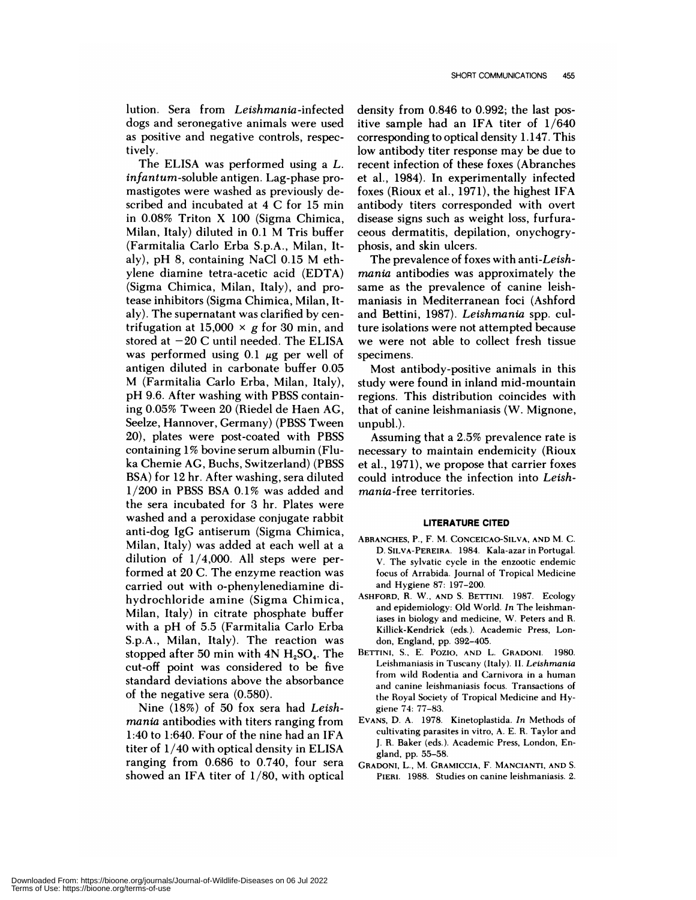lution. Sera from *Leishmania*-infected dogs and seronegative animals were used as positive and negative controls, respectively.

The ELISA was performed using a *L. infantum*-soluble antigen. Lag-phase promastigotes were washed as previously described and incubated at 4 C for 15 min in 0.08% Triton X 100 (Sigma Chimica, Milan, Italy) diluted in 0.1 M Tris buffer (Farmitalia Carlo Erba S.p.A., Milan, Italy), pH 8, containing NaCl 0.15 M ethylene diamine tetra-acetic acid (EDTA) (Sigma Chimica, Milan, Italy), and protease inhibitors (Sigma Chimica, Milan, Italy). The supernatant was clarified by centrifugation at 15,000 × *g* for 30 min, and stored at −20 C until needed. The ELISA was performed using 0.1 μg per well of antigen diluted in carbonate buffer 0.05 M (Farmitalia Carlo Erba, Milan, Italy), pH 9.6. After washing with PBSS containing 0.05% Tween 20 (Riedel de Haen AG, Seelze, Hannover, Germany) (PBSS Tween 20), plates were post-coated with PBSS containing 1% bovine serum albumin (Fluka Chemie AG, Buchs, Switzerland) (PBSS BSA) for 12 hr. After washing, sera diluted 1/200 in PBSS BSA 0.1% was added and the sera incubated for 3 hr. Plates were washed and a peroxidase conjugate rabbit anti-dog IgG antiserum (Sigma Chimica, Milan, Italy) was added at each well at a dilution of 1/4,000. All steps were performed at 20 C. The enzyme reaction was carried out with o-phenylenediamine dihydrochloride amine (Sigma Chimica, Milan, Italy) in citrate phosphate buffer with a pH of 5.5 (Farmitalia Carlo Erba S.p.A., Milan, Italy). The reaction was stopped after 50 min with 4N $H_2SO_4$. The cut-off point was considered to be five standard deviations above the absorbance of the negative sera (0.580).

Nine (18%) of 50 fox sera had *Leishmania* antibodies with titers ranging from 1:40 to 1:640. Four of the nine had an IFA titer of 1/40 with optical density in ELISA ranging from 0.686 to 0.740, four sera showed an IFA titer of 1/80, with optical density from 0.846 to 0.992; the last positive sample had an IFA titer of 1/640 corresponding to optical density 1.147. This low antibody titer response may be due to recent infection of these foxes (Abranches et al., 1984). In experimentally infected foxes (Rioux et al., 1971), the highest IFA antibody titers corresponded with overt disease signs such as weight loss, furfuraceous dermatitis, depilation, onychogryphosis, and skin ulcers.

The prevalence of foxes with anti-*Leishmania* antibodies was approximately the same as the prevalence of canine leishmaniasis in Mediterranean foci (Ashford and Bettini, 1987). *Leishmania* spp. culture isolations were not attempted because we were not able to collect fresh tissue specimens.

Most antibody-positive animals in this study were found in inland mid-mountain regions. This distribution coincides with that of canine leishmaniasis (W. Mignone, unpubl.).

Assuming that a 2.5% prevalence rate is necessary to maintain endemicity (Rioux et al., 1971), we propose that carrier foxes could introduce the infection into *Leishmania*-free territories.

## LITERATURE CITED

ABRANCHES, P., F. M. CONCEICAO-SILVA, AND M. C. D. SILVA-PEREIRA. 1984. Kala-azar in Portugal. V. The sylvatic cycle in the enzootic endemic focus of Arrabida. Journal of Tropical Medicine and Hygiene 87: 197–200.

ASHFORD, R. W., AND S. BETTINI. 1987. Ecology and epidemiology: Old World. *In* The leishmaniases in biology and medicine, W. Peters and R. Killick-Kendrick (eds.). Academic Press, London, England, pp. 392–405.

BETTINI, S., E. POZIO, AND L. GRADONI. 1980. Leishmaniasis in Tuscany (Italy). II. *Leishmania* from wild Rodentia and Carnivora in a human and canine leishmaniasis focus. Transactions of the Royal Society of Tropical Medicine and Hygiene 74: 77–83.

EVANS, D. A. 1978. Kinetoplastida. *In* Methods of cultivating parasites in vitro, A. E. R. Taylor and J. R. Baker (eds.). Academic Press, London, England, pp. 55–58.

GRADONI, L., M. GRAMICCIA, F. MANCIANTI, AND S. PIERI. 1988. Studies on canine leishmaniasis. 2.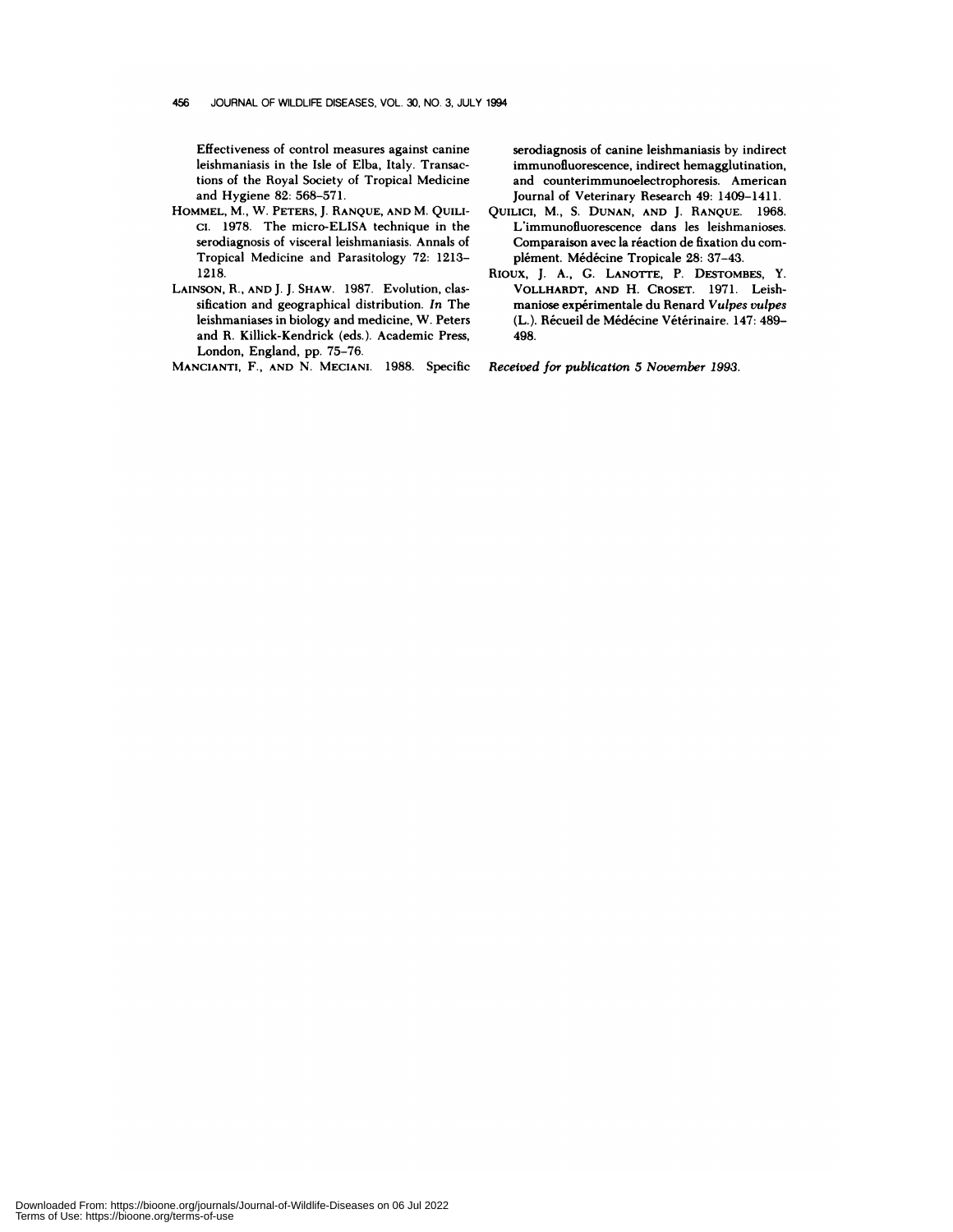Effectiveness of control measures against canine leishmaniasis in the Isle of Elba, Italy. Transactions of the Royal Society of Tropical Medicine and Hygiene 82: 568–571.

HOMMEL, M., W. PETERS, J. RANQUE, AND M. QUILICI. 1978. The micro-ELISA technique in the serodiagnosis of visceral leishmaniasis. Annals of Tropical Medicine and Parasitology 72: 1213–1218.

LAINSON, R., AND J. J. SHAW. 1987. Evolution, classification and geographical distribution. *In* The leishmaniases in biology and medicine, W. Peters and R. Killick-Kendrick (eds.). Academic Press, London, England, pp. 75–76.

MANCIANTI, F., AND N. MECIANI. 1988. Specific serodiagnosis of canine leishmaniasis by indirect immunofluorescence, indirect hemagglutination, and counterimmunoelectrophoresis. American Journal of Veterinary Research 49: 1409–1411.

QUILICI, M., S. DUNAN, AND J. RANQUE. 1968. L'immunofluorescence dans les leishmanioses. Comparaison avec la réaction de fixation du complément. Médécine Tropicale 28: 37–43.

RIOUX, J. A., G. LANOTTE, P. DESTOMBES, Y. VOLLHARDT, AND H. CROSET. 1971. Leishmaniose expérimentale du Renard *Vulpes vulpes* (L.). Récueil de Médécine Vétérinaire. 147: 489–498.

*Received for publication 5 November 1993.*